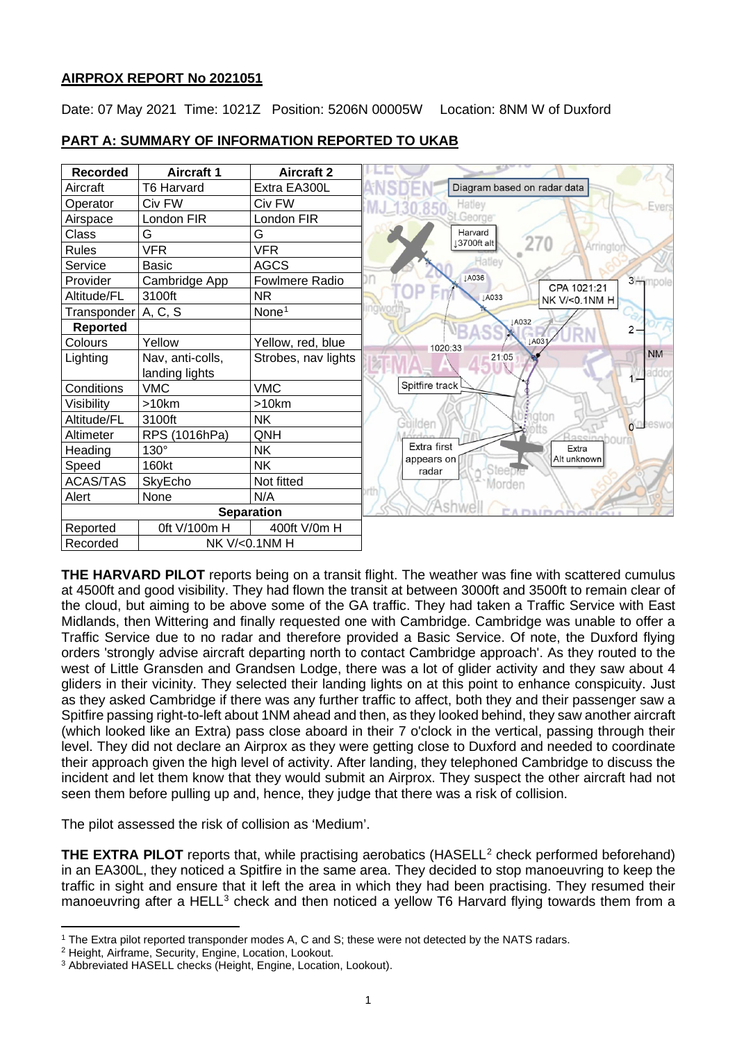**AIRPROX REPORT No 2021051**

Date: 07 May 2021 Time: 1021Z Position: 5206N 00005W Location: 8NM W of Duxford

## PART A: SUMMARY OF INFORMATION REPORTED TO UKAB

| Recorded | Aircraft 1 | Aircraft 2 |
|---|---|---|
| Aircraft | T6 Harvard | Extra EA300L |
| Operator | Civ FW | Civ FW |
| Airspace | London FIR | London FIR |
| Class | G | G |
| Rules | VFR | VFR |
| Service | Basic | AGCS |
| Provider | Cambridge App | Fowlmere Radio |
| Altitude/FL | 3100ft | NR |
| Transponder | A, C, S | None[1] |
| **Reported** | | |
| Colours | Yellow | Yellow, red, blue |
| Lighting | Nav, anti-colls, landing lights | Strobes, nav lights |
| Conditions | VMC | VMC |
| Visibility | >10km | >10km |
| Altitude/FL | 3100ft | NK |
| Altimeter | RPS (1016hPa) | QNH |
| Heading | 130° | NK |
| Speed | 160kt | NK |
| ACAS/TAS | SkyEcho | Not fitted |
| Alert | None | N/A |
| **Separation** | | |
| Reported | 0ft V/100m H | 400ft V/0m H |
| Recorded | NK V/<0.1NM H | |

Diagram based on radar data: Harvard ↓3700ft alt; ↓A036; ↓A033; ↓A032; ↓A031; 1020:33; 21:05; CPA 1021:21 NK V/<0.1NM H; Spitfire track; Extra first appears on radar; Extra Alt unknown.

**THE HARVARD PILOT** reports being on a transit flight. The weather was fine with scattered cumulus at 4500ft and good visibility. They had flown the transit at between 3000ft and 3500ft to remain clear of the cloud, but aiming to be above some of the GA traffic. They had taken a Traffic Service with East Midlands, then Wittering and finally requested one with Cambridge. Cambridge was unable to offer a Traffic Service due to no radar and therefore provided a Basic Service. Of note, the Duxford flying orders 'strongly advise aircraft departing north to contact Cambridge approach'. As they routed to the west of Little Gransden and Grandsen Lodge, there was a lot of glider activity and they saw about 4 gliders in their vicinity. They selected their landing lights on at this point to enhance conspicuity. Just as they asked Cambridge if there was any further traffic to affect, both they and their passenger saw a Spitfire passing right-to-left about 1NM ahead and then, as they looked behind, they saw another aircraft (which looked like an Extra) pass close aboard in their 7 o'clock in the vertical, passing through their level. They did not declare an Airprox as they were getting close to Duxford and needed to coordinate their approach given the high level of activity. After landing, they telephoned Cambridge to discuss the incident and let them know that they would submit an Airprox. They suspect the other aircraft had not seen them before pulling up and, hence, they judge that there was a risk of collision.

The pilot assessed the risk of collision as 'Medium'.

**THE EXTRA PILOT** reports that, while practising aerobatics (HASELL[2] check performed beforehand) in an EA300L, they noticed a Spitfire in the same area. They decided to stop manoeuvring to keep the traffic in sight and ensure that it left the area in which they had been practising. They resumed their manoeuvring after a HELL[3] check and then noticed a yellow T6 Harvard flying towards them from a

[1] The Extra pilot reported transponder modes A, C and S; these were not detected by the NATS radars.

[2] Height, Airframe, Security, Engine, Location, Lookout.

[3] Abbreviated HASELL checks (Height, Engine, Location, Lookout).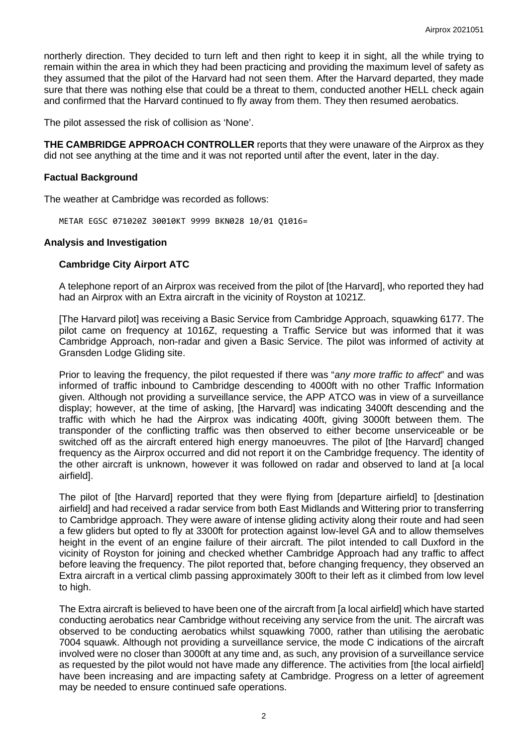northerly direction. They decided to turn left and then right to keep it in sight, all the while trying to remain within the area in which they had been practicing and providing the maximum level of safety as they assumed that the pilot of the Harvard had not seen them. After the Harvard departed, they made sure that there was nothing else that could be a threat to them, conducted another HELL check again and confirmed that the Harvard continued to fly away from them. They then resumed aerobatics.

The pilot assessed the risk of collision as 'None'.

**THE CAMBRIDGE APPROACH CONTROLLER** reports that they were unaware of the Airprox as they did not see anything at the time and it was not reported until after the event, later in the day.

### Factual Background

The weather at Cambridge was recorded as follows:

```
METAR EGSC 071020Z 30010KT 9999 BKN028 10/01 Q1016=
```

### Analysis and Investigation

#### Cambridge City Airport ATC

A telephone report of an Airprox was received from the pilot of [the Harvard], who reported they had had an Airprox with an Extra aircraft in the vicinity of Royston at 1021Z.

[The Harvard pilot] was receiving a Basic Service from Cambridge Approach, squawking 6177. The pilot came on frequency at 1016Z, requesting a Traffic Service but was informed that it was Cambridge Approach, non-radar and given a Basic Service. The pilot was informed of activity at Gransden Lodge Gliding site.

Prior to leaving the frequency, the pilot requested if there was "*any more traffic to affect*" and was informed of traffic inbound to Cambridge descending to 4000ft with no other Traffic Information given. Although not providing a surveillance service, the APP ATCO was in view of a surveillance display; however, at the time of asking, [the Harvard] was indicating 3400ft descending and the traffic with which he had the Airprox was indicating 400ft, giving 3000ft between them. The transponder of the conflicting traffic was then observed to either become unserviceable or be switched off as the aircraft entered high energy manoeuvres. The pilot of [the Harvard] changed frequency as the Airprox occurred and did not report it on the Cambridge frequency. The identity of the other aircraft is unknown, however it was followed on radar and observed to land at [a local airfield].

The pilot of [the Harvard] reported that they were flying from [departure airfield] to [destination airfield] and had received a radar service from both East Midlands and Wittering prior to transferring to Cambridge approach. They were aware of intense gliding activity along their route and had seen a few gliders but opted to fly at 3300ft for protection against low-level GA and to allow themselves height in the event of an engine failure of their aircraft. The pilot intended to call Duxford in the vicinity of Royston for joining and checked whether Cambridge Approach had any traffic to affect before leaving the frequency. The pilot reported that, before changing frequency, they observed an Extra aircraft in a vertical climb passing approximately 300ft to their left as it climbed from low level to high.

The Extra aircraft is believed to have been one of the aircraft from [a local airfield] which have started conducting aerobatics near Cambridge without receiving any service from the unit. The aircraft was observed to be conducting aerobatics whilst squawking 7000, rather than utilising the aerobatic 7004 squawk. Although not providing a surveillance service, the mode C indications of the aircraft involved were no closer than 3000ft at any time and, as such, any provision of a surveillance service as requested by the pilot would not have made any difference. The activities from [the local airfield] have been increasing and are impacting safety at Cambridge. Progress on a letter of agreement may be needed to ensure continued safe operations.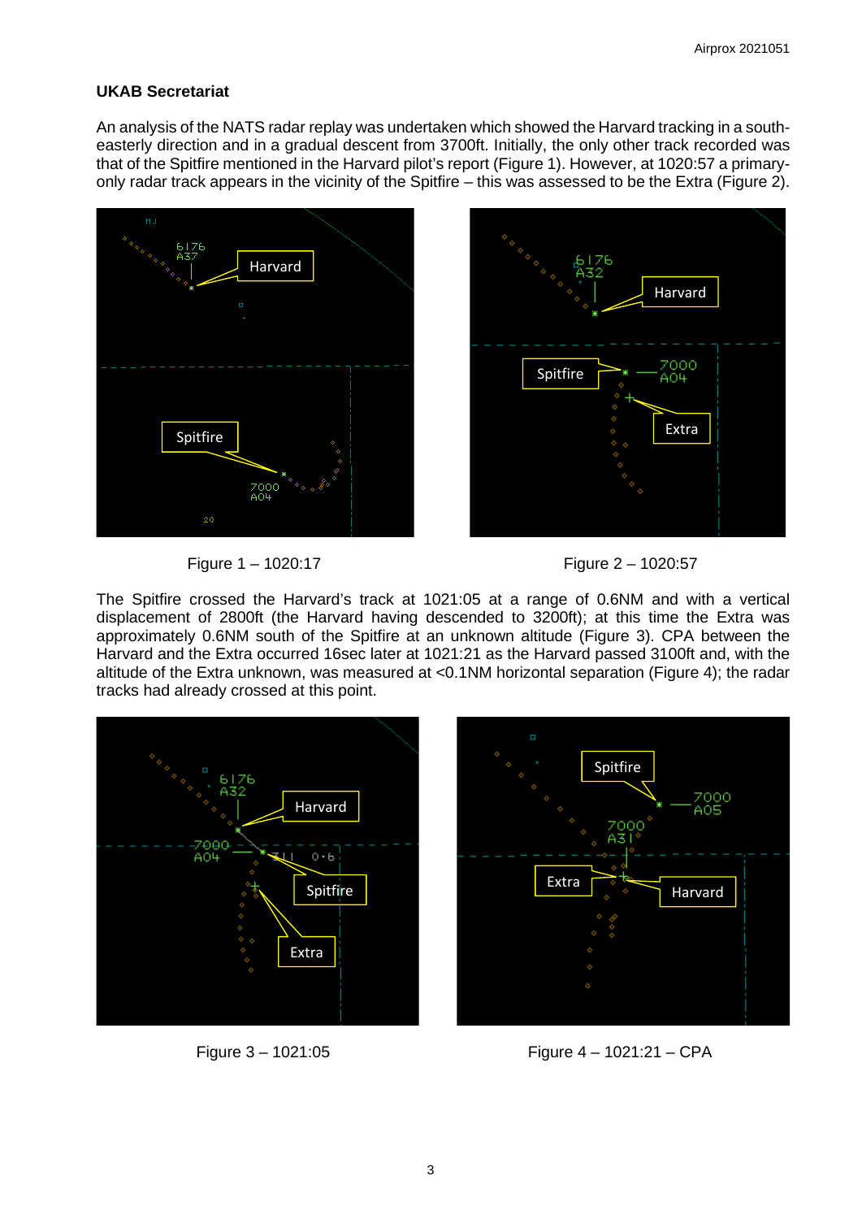### UKAB Secretariat

An analysis of the NATS radar replay was undertaken which showed the Harvard tracking in a south-easterly direction and in a gradual descent from 3700ft. Initially, the only other track recorded was that of the Spitfire mentioned in the Harvard pilot's report (Figure 1). However, at 1020:57 a primary-only radar track appears in the vicinity of the Spitfire – this was assessed to be the Extra (Figure 2).

Figure 1 – 1020:17

Figure 2 – 1020:57

The Spitfire crossed the Harvard's track at 1021:05 at a range of 0.6NM and with a vertical displacement of 2800ft (the Harvard having descended to 3200ft); at this time the Extra was approximately 0.6NM south of the Spitfire at an unknown altitude (Figure 3). CPA between the Harvard and the Extra occurred 16sec later at 1021:21 as the Harvard passed 3100ft and, with the altitude of the Extra unknown, was measured at <0.1NM horizontal separation (Figure 4); the radar tracks had already crossed at this point.

Figure 3 – 1021:05

Figure 4 – 1021:21 – CPA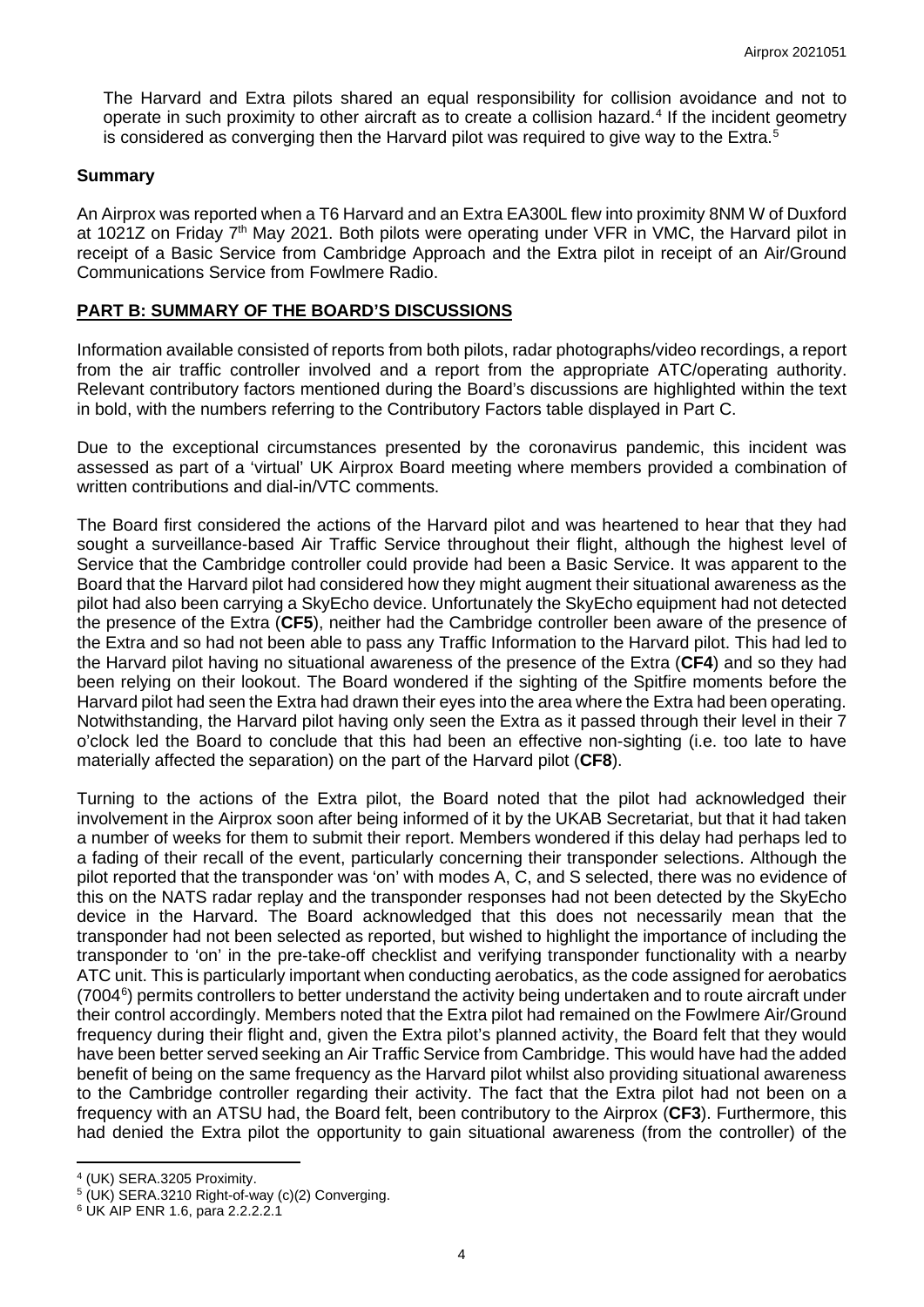The Harvard and Extra pilots shared an equal responsibility for collision avoidance and not to operate in such proximity to other aircraft as to create a collision hazard.[4] If the incident geometry is considered as converging then the Harvard pilot was required to give way to the Extra.[5]

## Summary

An Airprox was reported when a T6 Harvard and an Extra EA300L flew into proximity 8NM W of Duxford at 1021Z on Friday 7th May 2021. Both pilots were operating under VFR in VMC, the Harvard pilot in receipt of a Basic Service from Cambridge Approach and the Extra pilot in receipt of an Air/Ground Communications Service from Fowlmere Radio.

## PART B: SUMMARY OF THE BOARD'S DISCUSSIONS

Information available consisted of reports from both pilots, radar photographs/video recordings, a report from the air traffic controller involved and a report from the appropriate ATC/operating authority. Relevant contributory factors mentioned during the Board's discussions are highlighted within the text in bold, with the numbers referring to the Contributory Factors table displayed in Part C.

Due to the exceptional circumstances presented by the coronavirus pandemic, this incident was assessed as part of a 'virtual' UK Airprox Board meeting where members provided a combination of written contributions and dial-in/VTC comments.

The Board first considered the actions of the Harvard pilot and was heartened to hear that they had sought a surveillance-based Air Traffic Service throughout their flight, although the highest level of Service that the Cambridge controller could provide had been a Basic Service. It was apparent to the Board that the Harvard pilot had considered how they might augment their situational awareness as the pilot had also been carrying a SkyEcho device. Unfortunately the SkyEcho equipment had not detected the presence of the Extra (**CF5**), neither had the Cambridge controller been aware of the presence of the Extra and so had not been able to pass any Traffic Information to the Harvard pilot. This had led to the Harvard pilot having no situational awareness of the presence of the Extra (**CF4**) and so they had been relying on their lookout. The Board wondered if the sighting of the Spitfire moments before the Harvard pilot had seen the Extra had drawn their eyes into the area where the Extra had been operating. Notwithstanding, the Harvard pilot having only seen the Extra as it passed through their level in their 7 o'clock led the Board to conclude that this had been an effective non-sighting (i.e. too late to have materially affected the separation) on the part of the Harvard pilot (**CF8**).

Turning to the actions of the Extra pilot, the Board noted that the pilot had acknowledged their involvement in the Airprox soon after being informed of it by the UKAB Secretariat, but that it had taken a number of weeks for them to submit their report. Members wondered if this delay had perhaps led to a fading of their recall of the event, particularly concerning their transponder selections. Although the pilot reported that the transponder was 'on' with modes A, C, and S selected, there was no evidence of this on the NATS radar replay and the transponder responses had not been detected by the SkyEcho device in the Harvard. The Board acknowledged that this does not necessarily mean that the transponder had not been selected as reported, but wished to highlight the importance of including the transponder to 'on' in the pre-take-off checklist and verifying transponder functionality with a nearby ATC unit. This is particularly important when conducting aerobatics, as the code assigned for aerobatics (7004[6]) permits controllers to better understand the activity being undertaken and to route aircraft under their control accordingly. Members noted that the Extra pilot had remained on the Fowlmere Air/Ground frequency during their flight and, given the Extra pilot's planned activity, the Board felt that they would have been better served seeking an Air Traffic Service from Cambridge. This would have had the added benefit of being on the same frequency as the Harvard pilot whilst also providing situational awareness to the Cambridge controller regarding their activity. The fact that the Extra pilot had not been on a frequency with an ATSU had, the Board felt, been contributory to the Airprox (**CF3**). Furthermore, this had denied the Extra pilot the opportunity to gain situational awareness (from the controller) of the

[4] (UK) SERA.3205 Proximity.

[5] (UK) SERA.3210 Right-of-way (c)(2) Converging.

[6] UK AIP ENR 1.6, para 2.2.2.2.1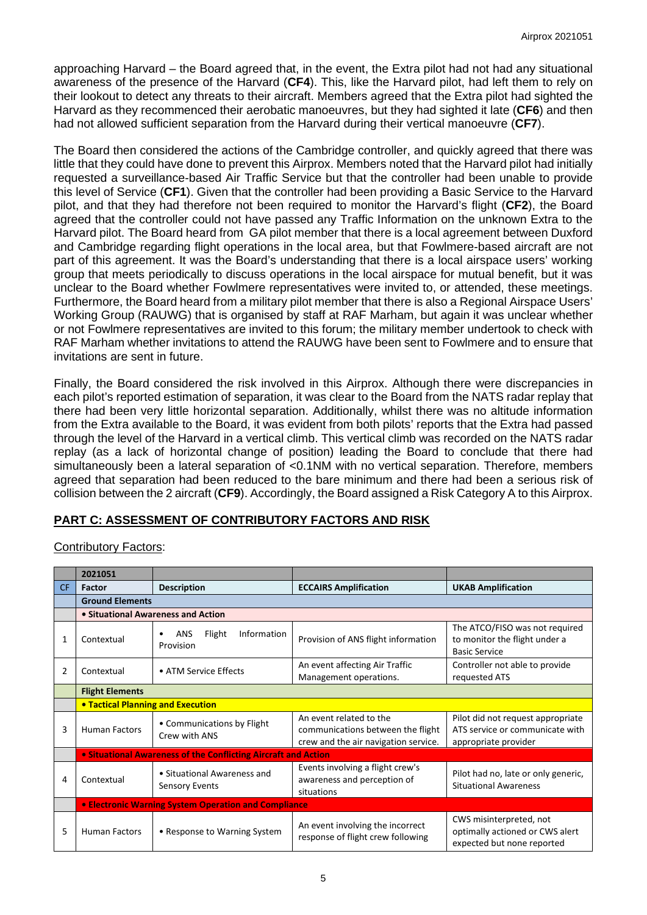approaching Harvard – the Board agreed that, in the event, the Extra pilot had not had any situational awareness of the presence of the Harvard (**CF4**). This, like the Harvard pilot, had left them to rely on their lookout to detect any threats to their aircraft. Members agreed that the Extra pilot had sighted the Harvard as they recommenced their aerobatic manoeuvres, but they had sighted it late (**CF6**) and then had not allowed sufficient separation from the Harvard during their vertical manoeuvre (**CF7**).

The Board then considered the actions of the Cambridge controller, and quickly agreed that there was little that they could have done to prevent this Airprox. Members noted that the Harvard pilot had initially requested a surveillance-based Air Traffic Service but that the controller had been unable to provide this level of Service (**CF1**). Given that the controller had been providing a Basic Service to the Harvard pilot, and that they had therefore not been required to monitor the Harvard's flight (**CF2**), the Board agreed that the controller could not have passed any Traffic Information on the unknown Extra to the Harvard pilot. The Board heard from GA pilot member that there is a local agreement between Duxford and Cambridge regarding flight operations in the local area, but that Fowlmere-based aircraft are not part of this agreement. It was the Board's understanding that there is a local airspace users' working group that meets periodically to discuss operations in the local airspace for mutual benefit, but it was unclear to the Board whether Fowlmere representatives were invited to, or attended, these meetings. Furthermore, the Board heard from a military pilot member that there is also a Regional Airspace Users' Working Group (RAUWG) that is organised by staff at RAF Marham, but again it was unclear whether or not Fowlmere representatives are invited to this forum; the military member undertook to check with RAF Marham whether invitations to attend the RAUWG have been sent to Fowlmere and to ensure that invitations are sent in future.

Finally, the Board considered the risk involved in this Airprox. Although there were discrepancies in each pilot's reported estimation of separation, it was clear to the Board from the NATS radar replay that there had been very little horizontal separation. Additionally, whilst there was no altitude information from the Extra available to the Board, it was evident from both pilots' reports that the Extra had passed through the level of the Harvard in a vertical climb. This vertical climb was recorded on the NATS radar replay (as a lack of horizontal change of position) leading the Board to conclude that there had simultaneously been a lateral separation of <0.1NM with no vertical separation. Therefore, members agreed that separation had been reduced to the bare minimum and there had been a serious risk of collision between the 2 aircraft (**CF9**). Accordingly, the Board assigned a Risk Category A to this Airprox.

## PART C: ASSESSMENT OF CONTRIBUTORY FACTORS AND RISK

Contributory Factors:

| | 2021051 | | | |
|---|---|---|---|---|
| CF | Factor | Description | ECCAIRS Amplification | UKAB Amplification |
| | **Ground Elements** | | | |
| | **• Situational Awareness and Action** | | | |
| 1 | Contextual | • ANS Flight Information Provision | Provision of ANS flight information | The ATCO/FISO was not required to monitor the flight under a Basic Service |
| 2 | Contextual | • ATM Service Effects | An event affecting Air Traffic Management operations. | Controller not able to provide requested ATS |
| | **Flight Elements** | | | |
| | **• Tactical Planning and Execution** | | | |
| 3 | Human Factors | • Communications by Flight Crew with ANS | An event related to the communications between the flight crew and the air navigation service. | Pilot did not request appropriate ATS service or communicate with appropriate provider |
| | **• Situational Awareness of the Conflicting Aircraft and Action** | | | |
| 4 | Contextual | • Situational Awareness and Sensory Events | Events involving a flight crew's awareness and perception of situations | Pilot had no, late or only generic, Situational Awareness |
| | **• Electronic Warning System Operation and Compliance** | | | |
| 5 | Human Factors | • Response to Warning System | An event involving the incorrect response of flight crew following | CWS misinterpreted, not optimally actioned or CWS alert expected but none reported |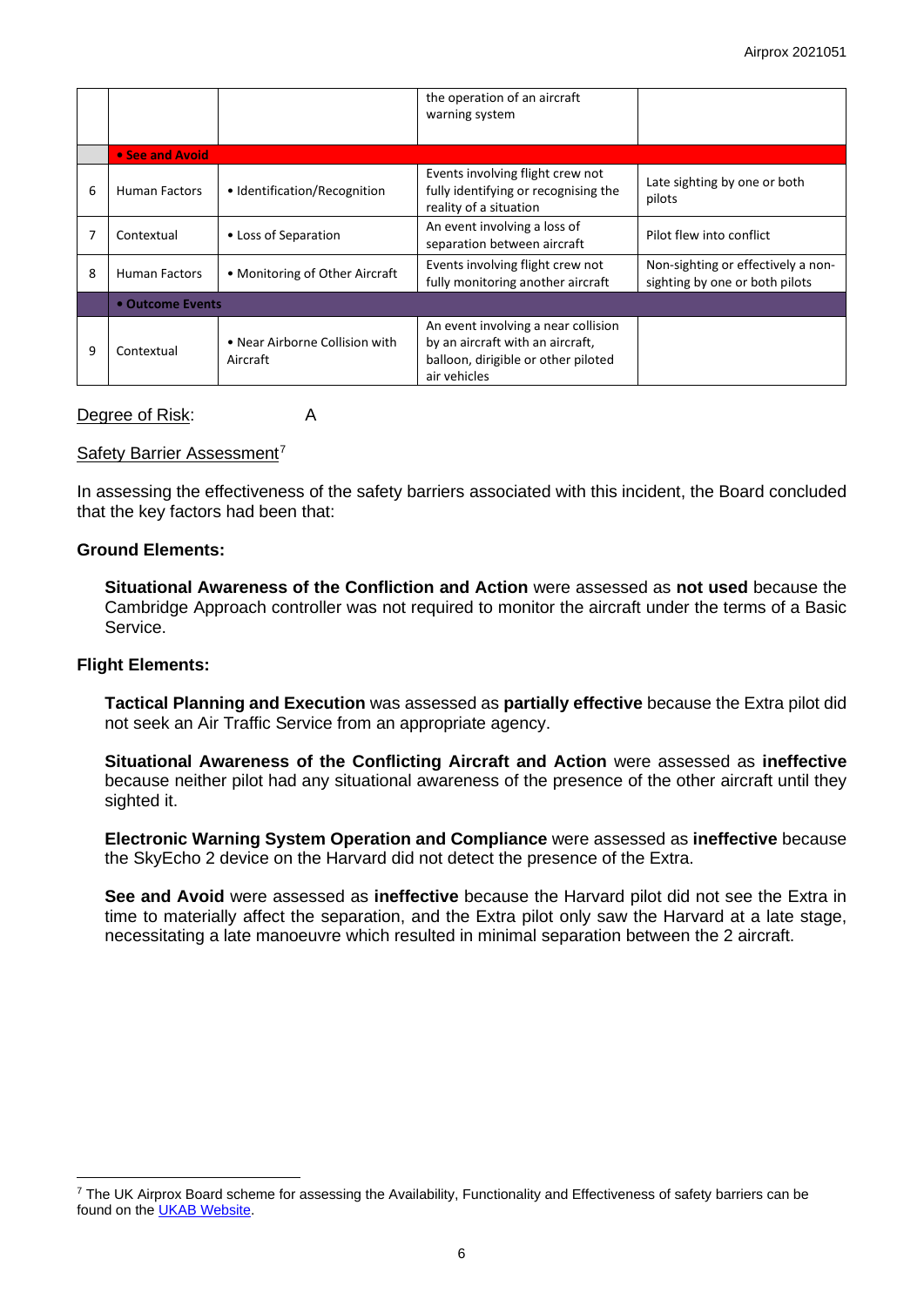| | | | | |
|---|---|---|---|---|
| | | | the operation of an aircraft warning system | |
| | **• See and Avoid** | | | |
| 6 | Human Factors | • Identification/Recognition | Events involving flight crew not fully identifying or recognising the reality of a situation | Late sighting by one or both pilots |
| 7 | Contextual | • Loss of Separation | An event involving a loss of separation between aircraft | Pilot flew into conflict |
| 8 | Human Factors | • Monitoring of Other Aircraft | Events involving flight crew not fully monitoring another aircraft | Non-sighting or effectively a non-sighting by one or both pilots |
| | **• Outcome Events** | | | |
| 9 | Contextual | • Near Airborne Collision with Aircraft | An event involving a near collision by an aircraft with an aircraft, balloon, dirigible or other piloted air vehicles | |

Degree of Risk: A

Safety Barrier Assessment[7]

In assessing the effectiveness of the safety barriers associated with this incident, the Board concluded that the key factors had been that:

**Ground Elements:**

**Situational Awareness of the Confliction and Action** were assessed as **not used** because the Cambridge Approach controller was not required to monitor the aircraft under the terms of a Basic Service.

**Flight Elements:**

**Tactical Planning and Execution** was assessed as **partially effective** because the Extra pilot did not seek an Air Traffic Service from an appropriate agency.

**Situational Awareness of the Conflicting Aircraft and Action** were assessed as **ineffective** because neither pilot had any situational awareness of the presence of the other aircraft until they sighted it.

**Electronic Warning System Operation and Compliance** were assessed as **ineffective** because the SkyEcho 2 device on the Harvard did not detect the presence of the Extra.

**See and Avoid** were assessed as **ineffective** because the Harvard pilot did not see the Extra in time to materially affect the separation, and the Extra pilot only saw the Harvard at a late stage, necessitating a late manoeuvre which resulted in minimal separation between the 2 aircraft.

[7] The UK Airprox Board scheme for assessing the Availability, Functionality and Effectiveness of safety barriers can be found on the UKAB Website.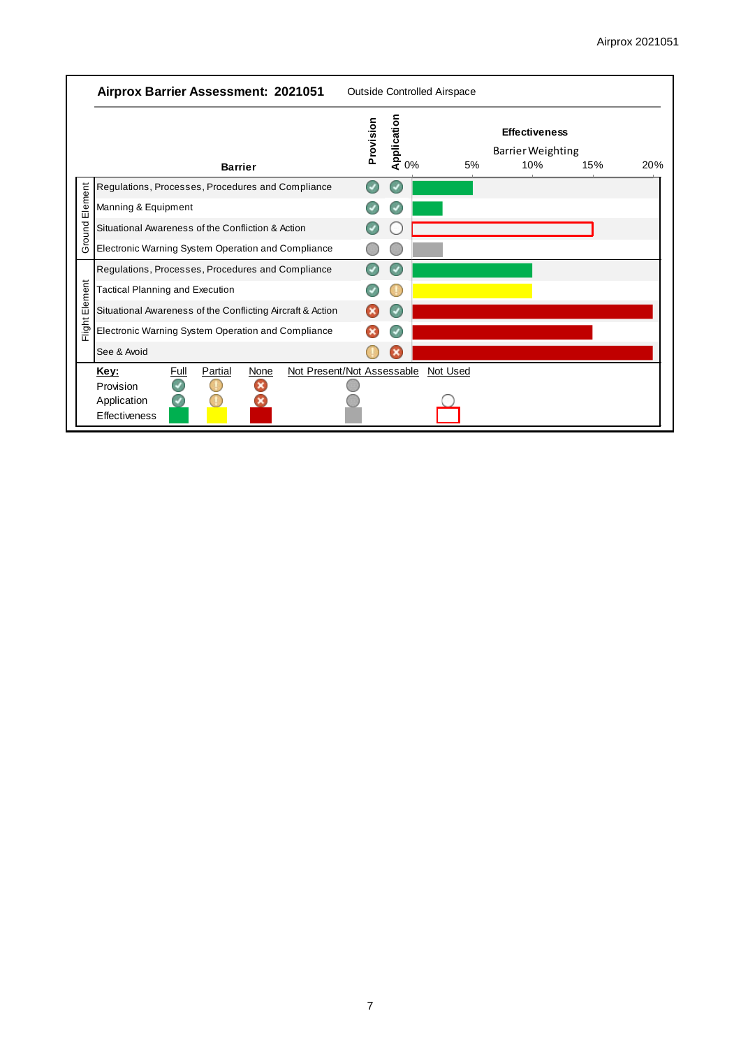## Airprox Barrier Assessment: 2021051

Outside Controlled Airspace

| | Barrier | Provision | Application | Effectiveness (Barrier Weighting) |
|---|---|---|---|---|
| Ground Element | Regulations, Processes, Procedures and Compliance | Full | Full | Full |
| | Manning & Equipment | Full | Full | Full |
| | Situational Awareness of the Confliction & Action | Full | Not Used | Not Used |
| | Electronic Warning System Operation and Compliance | Not Present/Not Assessable | Not Present/Not Assessable | Not Present/Not Assessable |
| Flight Element | Regulations, Processes, Procedures and Compliance | Full | Full | Full |
| | Tactical Planning and Execution | Full | Partial | Partial |
| | Situational Awareness of the Conflicting Aircraft & Action | None | Full | None |
| | Electronic Warning System Operation and Compliance | None | Full | None |
| | See & Avoid | Partial | None | None |

Effectiveness scale: 0% 5% 10% 15% 20%

**Key:** Full, Partial, None, Not Present/Not Assessable, Not Used

Provision

Application

Effectiveness